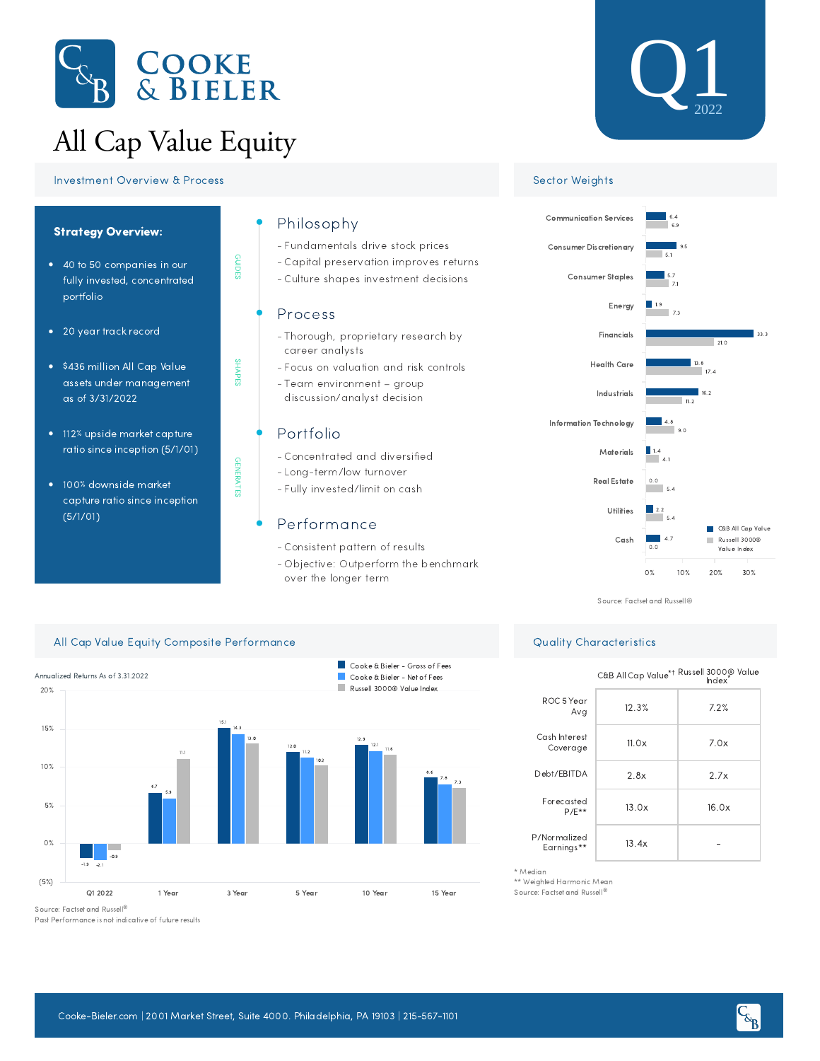# Cooke & Bieler

# All Cap Value Equity

## Q1 2022

## Investment Overview & Process

**Strategy Overview:**

- 40 to 50 companies in our fully invested, concentrated portfolio
- 20 year track record
- $436 million All Cap Value assets under management as of 3/31/2022
- 112% upside market capture ratio since inception (5/1/01)
- 100% downside market capture ratio since inception (5/1/01)

### Philosophy

GUIDES

- Fundamentals drive stock prices
- Capital preservation improves returns
- Culture shapes investment decisions

### Process

SHAPES

- Thorough, proprietary research by career analysts
- Focus on valuation and risk controls
- Team environment – group discussion/analyst decision

### Portfolio

GENERATES

- Concentrated and diversified
- Long-term/low turnover
- Fully invested/limit on cash

### Performance

- Consistent pattern of results
- Objective: Outperform the benchmark over the longer term

## Sector Weights

| Sector | C&B All Cap Value | Russell 3000® Value Index |
|---|---|---|
| Communication Services | 6.4 | 6.9 |
| Consumer Discretionary | 9.5 | 5.1 |
| Consumer Staples | 5.7 | 7.1 |
| Energy | 1.9 | 7.3 |
| Financials | 33.3 | 21.0 |
| Health Care | 13.8 | 17.4 |
| Industrials | 16.2 | 11.2 |
| Information Technology | 4.8 | 9.0 |
| Materials | 1.4 | 4.1 |
| Real Estate | 0.0 | 5.4 |
| Utilities | 2.2 | 5.4 |
| Cash | 4.7 | 0.0 |

Source: Factset and Russell®

## All Cap Value Equity Composite Performance

Annualized Returns As of 3.31.2022

| | Q1 2022 | 1 Year | 3 Year | 5 Year | 10 Year | 15 Year |
|---|---|---|---|---|---|---|
| Cooke & Bieler - Gross of Fees | -1.9 | 6.7 | 15.1 | 12.0 | 12.9 | 8.6 |
| Cooke & Bieler - Net of Fees | -2.1 | 5.9 | 14.3 | 11.2 | 12.1 | 7.8 |
| Russell 3000® Value Index | -0.9 | 11.1 | 13.0 | 10.2 | 11.6 | 7.3 |

Source: Factset and Russell®

Past Performance is not indicative of future results

## Quality Characteristics

| | C&B All Cap Value*† | Russell 3000® Value Index* |
|---|---|---|
| ROC 5 Year Avg | 12.3% | 7.2% |
| Cash Interest Coverage | 11.0x | 7.0x |
| Debt/EBITDA | 2.8x | 2.7x |
| Forecasted P/E** | 13.0x | 16.0x |
| P/Normalized Earnings** | 13.4x | - |

\* Median

\*\* Weighted Harmonic Mean

Source: Factset and Russell®

Cooke-Bieler.com | 2001 Market Street, Suite 4000. Philadelphia, PA 19103 | 215-567-1101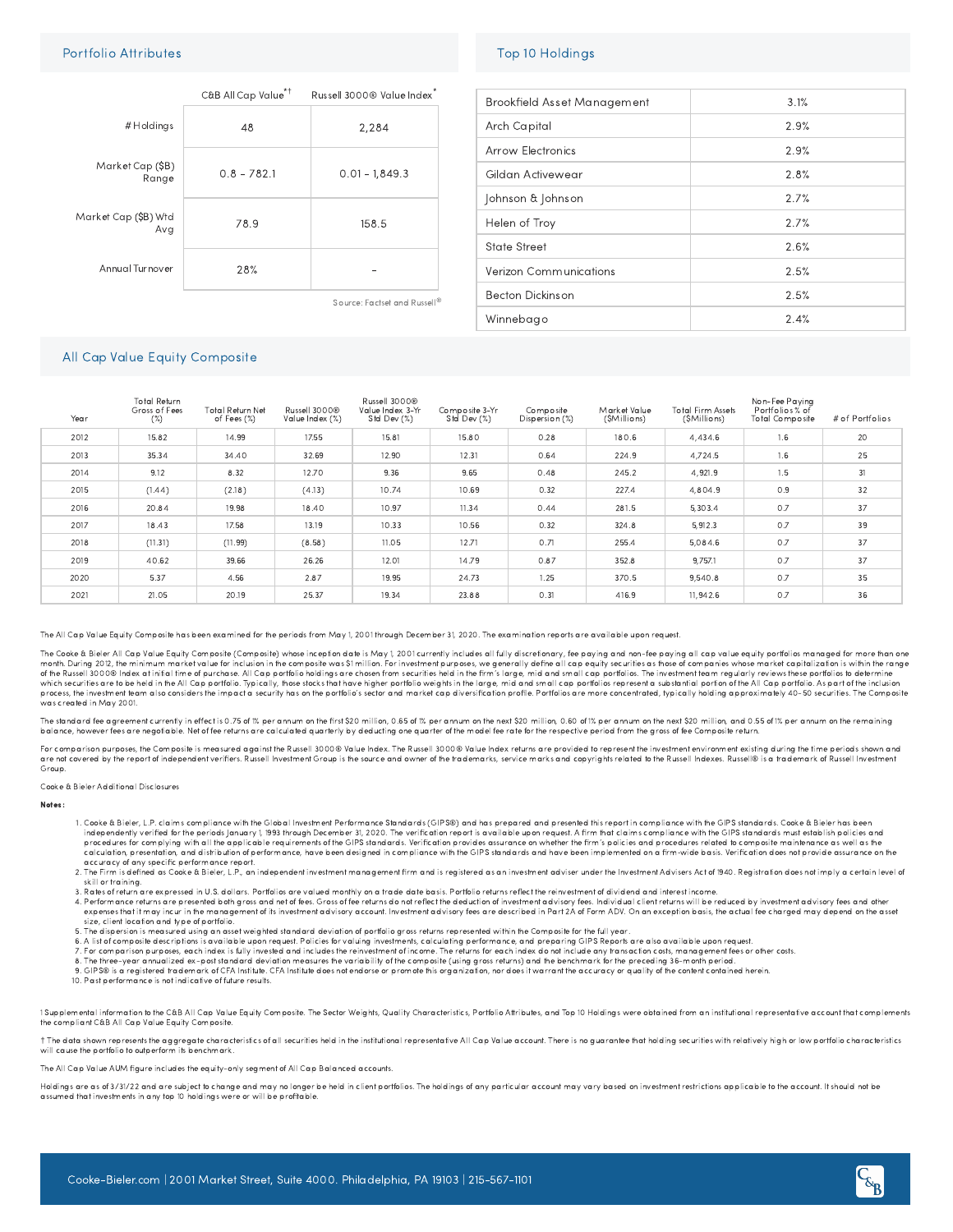## Portfolio Attributes

| | C&B All Cap Value*† | Russell 3000® Value Index* |
|---|---|---|
| # Holdings | 48 | 2,284 |
| Market Cap ($B) Range | 0.8 – 782.1 | 0.01 – 1,849.3 |
| Market Cap ($B) Wtd Avg | 78.9 | 158.5 |
| Annual Turnover | 28% | – |

Source: Factset and Russell®

## Top 10 Holdings

| | |
|---|---|
| Brookfield Asset Management | 3.1% |
| Arch Capital | 2.9% |
| Arrow Electronics | 2.9% |
| Gildan Activewear | 2.8% |
| Johnson & Johnson | 2.7% |
| Helen of Troy | 2.7% |
| State Street | 2.6% |
| Verizon Communications | 2.5% |
| Becton Dickinson | 2.5% |
| Winnebago | 2.4% |

## All Cap Value Equity Composite

| Year | Total Return Gross of Fees (%) | Total Return Net of Fees (%) | Russell 3000® Value Index (%) | Russell 3000® Value Index 3-Yr Std Dev (%) | Composite 3-Yr Std Dev (%) | Composite Dispersion (%) | Market Value ($Millions) | Total Firm Assets ($Millions) | Non-Fee Paying Portfolios % of Total Composite | # of Portfolios |
|---|---|---|---|---|---|---|---|---|---|---|
| 2012 | 15.82 | 14.99 | 17.55 | 15.81 | 15.80 | 0.28 | 180.6 | 4,434.6 | 1.6 | 20 |
| 2013 | 35.34 | 34.40 | 32.69 | 12.90 | 12.31 | 0.64 | 224.9 | 4,724.5 | 1.6 | 25 |
| 2014 | 9.12 | 8.32 | 12.70 | 9.36 | 9.65 | 0.48 | 245.2 | 4,921.9 | 1.5 | 31 |
| 2015 | (1.44) | (2.18) | (4.13) | 10.74 | 10.69 | 0.32 | 227.4 | 4,804.9 | 0.9 | 32 |
| 2016 | 20.84 | 19.98 | 18.40 | 10.97 | 11.34 | 0.44 | 281.5 | 5,303.4 | 0.7 | 37 |
| 2017 | 18.43 | 17.58 | 13.19 | 10.33 | 10.56 | 0.32 | 324.8 | 5,912.3 | 0.7 | 39 |
| 2018 | (11.31) | (11.99) | (8.58) | 11.05 | 12.71 | 0.71 | 255.4 | 5,084.6 | 0.7 | 37 |
| 2019 | 40.62 | 39.66 | 26.26 | 12.01 | 14.79 | 0.87 | 352.8 | 9,757.1 | 0.7 | 37 |
| 2020 | 5.37 | 4.56 | 2.87 | 19.95 | 24.73 | 1.25 | 370.5 | 9,540.8 | 0.7 | 35 |
| 2021 | 21.05 | 20.19 | 25.37 | 19.34 | 23.88 | 0.31 | 416.9 | 11,942.6 | 0.7 | 36 |

The All Cap Value Equity Composite has been examined for the periods from May 1, 2001 through December 31, 2020. The examination reports are available upon request.

The Cooke & Bieler All Cap Value Equity Composite (Composite) whose inception date is May 1, 2001 currently includes all fully discretionary, fee paying and non-fee paying all cap value equity portfolios managed for more than one month. During 2012, the minimum market value for inclusion in the composite was $1 million. For investment purposes, we generally define all cap equity securities as those of companies whose market capitalization is within the range of the Russell 3000® Index at initial time of purchase. All Cap portfolio holdings are chosen from securities held in the firm's large, mid and small cap portfolios. The investment team regularly reviews these portfolios to determine which securities are to be held in the All Cap portfolio. Typically, those stocks that have higher portfolio weights in the large, mid and small cap portfolios represent a substantial portion of the All Cap portfolio. As part of the inclusion process, the investment team also considers the impact a security has on the portfolio's sector and market cap diversification profile. Portfolios are more concentrated, typically holding approximately 40-50 securities. The Composite was created in May 2001.

The standard fee agreement currently in effect is 0.75 of % per annum on the first $20 million, 0.65 of % per annum on the next $20 million, 0.60 of 1% per annum on the next $20 million, and 0.55 of 1% per annum on the remaining balance, however fees are negotiable. Net of fee returns are calculated quarterly by deducting one quarter of the model fee rate for the respective period from the gross of fee Composite return.

For comparison purposes, the Composite is measured against the Russell 3000® Value Index. The Russell 3000® Value Index returns are provided to represent the investment environment existing during the time periods shown and are not covered by the report of independent verifiers. Russell Investment Group is the source and owner of the trademarks, service marks and copyrights related to the Russell Indexes. Russell® is a trademark of Russell Investment Group.

Cooke & Bieler Additional Disclosures

**Notes:**

1. Cooke & Bieler, L.P. claims compliance with the Global Investment Performance Standards (GIPS®) and has prepared and presented this report in compliance with the GIPS standards. Cooke & Bieler has been independently verified for the periods January 1, 1993 through December 31, 2020. The verification report is available upon request. A firm that claims compliance with the GIPS standards must establish policies and procedures for complying with all the applicable requirements of the GIPS standards. Verification provides assurance on whether the firm's policies and procedures related to composite maintenance as well as the calculation, presentation, and distribution of performance, have been designed in compliance with the GIPS standards and have been implemented on a firm-wide basis. Verification does not provide assurance on the accuracy of any specific performance report.
2. The Firm is defined as Cooke & Bieler, L.P., an independent investment management firm and is registered as an investment adviser under the Investment Advisers Act of 1940. Registration does not imply a certain level of skill or training.
3. Rates of return are expressed in U.S. dollars. Portfolios are valued monthly on a trade date basis. Portfolio returns reflect the reinvestment of dividend and interest income.
4. Performance returns are presented both gross and net of fees. Gross of fee returns do not reflect the deduction of investment advisory fees. Individual client returns will be reduced by investment advisory fees and other expenses that it may incur in the management of its investment advisory account. Investment advisory fees are described in Part 2A of Form ADV. On an exception basis, the actual fee charged may depend on the asset size, client location and type of portfolio.
5. The dispersion is measured using an asset weighted standard deviation of portfolio gross returns represented within the Composite for the full year.
6. A list of composite descriptions is available upon request. Policies for valuing investments, calculating performance, and preparing GIPS Reports are also available upon request.
7. For comparison purposes, each index is fully invested and includes the reinvestment of income. The returns for each index do not include any transaction costs, management fees or other costs.
8. The three-year annualized ex-post standard deviation measures the variability of the composite (using gross returns) and the benchmark for the preceding 36-month period.
9. GIPS® is a registered trademark of CFA Institute. CFA Institute does not endorse or promote this organization, nor does it warrant the accuracy or quality of the content contained herein.
10. Past performance is not indicative of future results.

† Supplemental information to the C&B All Cap Value Equity Composite. The Sector Weights, Quality Characteristics, Portfolio Attributes, and Top 10 Holdings were obtained from an institutional representative account that complements the compliant C&B All Cap Value Equity Composite.

† The data shown represents the aggregate characteristics of all securities held in the institutional representative All Cap Value account. There is no guarantee that holding securities with relatively high or low portfolio characteristics will cause the portfolio to outperform its benchmark.

The All Cap Value AUM figure includes the equity-only segment of All Cap Balanced accounts.

Holdings are as of 3/31/22 and are subject to change and may no longer be held in client portfolios. The holdings of any particular account may vary based on investment restrictions applicable to the account. It should not be assumed that investments in any top 10 holdings were or will be profitable.

Cooke-Bieler.com | 2001 Market Street, Suite 4000. Philadelphia, PA 19103 | 215-567-1101